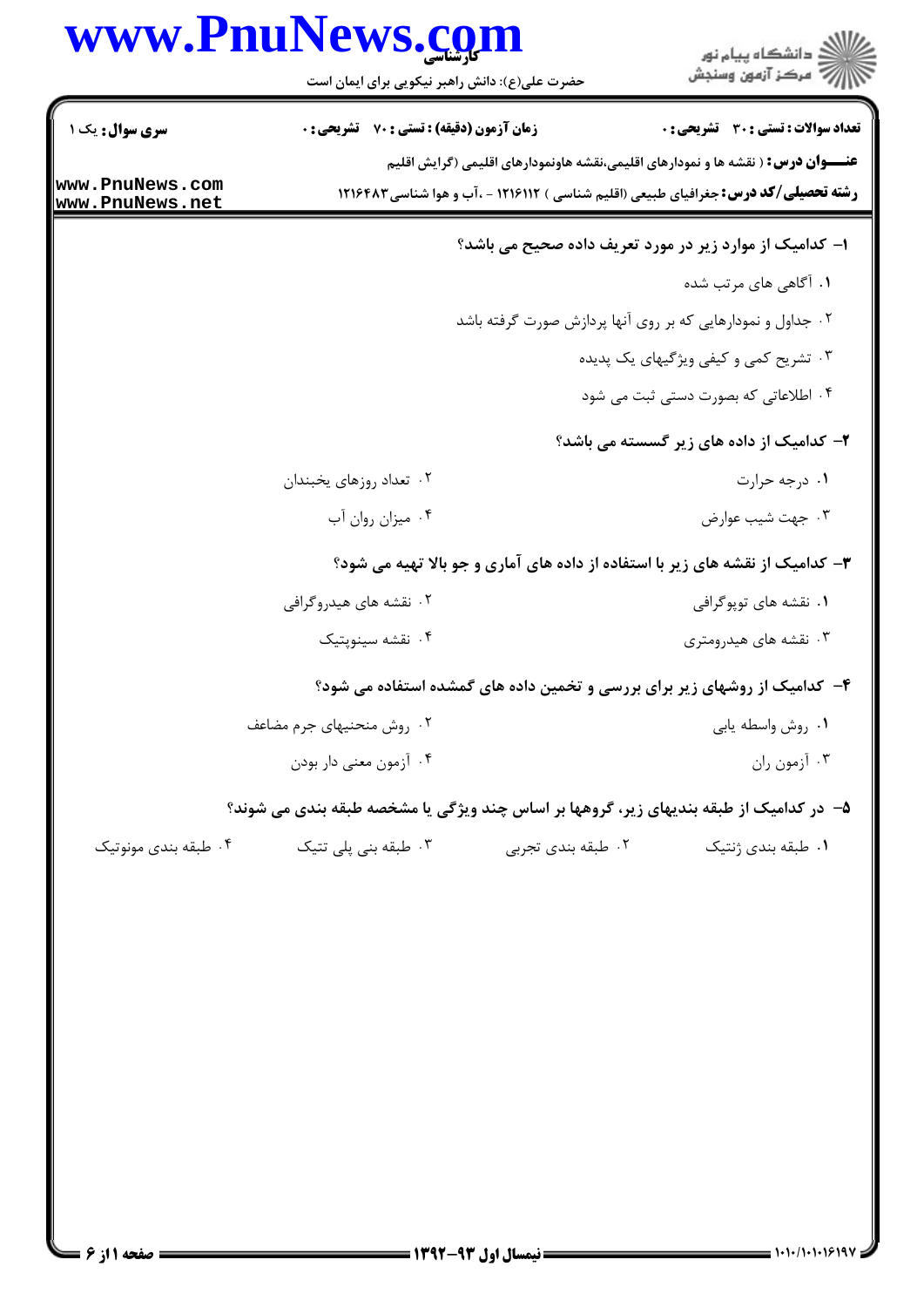**سری سوال:** یک ۱

**زمان آزمون (دقیقه) : تستی : ۷۰ تشریحی : ۰**

**تعداد سوالات : تستی : ۳۰ تشریحی : ۰**

**عنـــوان درس :** ( نقشه ها و نمودارهای اقلیمی،نقشه هاونمودارهای اقلیمی (گرایش اقلیم

**رشته تحصیلی/کد درس:** جغرافیای طبیعی (اقلیم شناسی ) ۱۲۱۶۱۱۲ - ،آب و هوا شناسی ۱۲۱۶۴۸۳

۱- کدامیک از موارد زیر در مورد تعریف داده صحیح می باشد؟

۱. آگاهی های مرتب شده

۲. جداول و نمودارهایی که بر روی آنها پردازش صورت گرفته باشد

۳. تشریح کمی و کیفی ویژگیهای یک پدیده

۴. اطلاعاتی که بصورت دستی ثبت می شود

۲- کدامیک از داده های زیر گسسته می باشد؟

۱. درجه حرارت

۲. تعداد روزهای یخبندان

۳. جهت شیب عوارض

۴. میزان روان آب

۳- کدامیک از نقشه های زیر با استفاده از داده های آماری و جو بالا تهیه می شود؟

۱. نقشه های توپوگرافی

۲. نقشه های هیدروگرافی

۳. نقشه های هیدرومتری

۴. نقشه سینوپتیک

۴- کدامیک از روشهای زیر برای بررسی و تخمین داده های گمشده استفاده می شود؟

۱. روش واسطه یابی

۲. روش منحنیهای جرم مضاعف

۳. آزمون ران

۴. آزمون معنی دار بودن

۵- در کدامیک از طبقه بندیهای زیر، گروهها بر اساس چند ویژگی یا مشخصه طبقه بندی می شوند؟

۱. طبقه بندی ژنتیک

۲. طبقه بندی تجربی

۳. طبقه بنی پلی تتیک

۴. طبقه بندی مونوتیک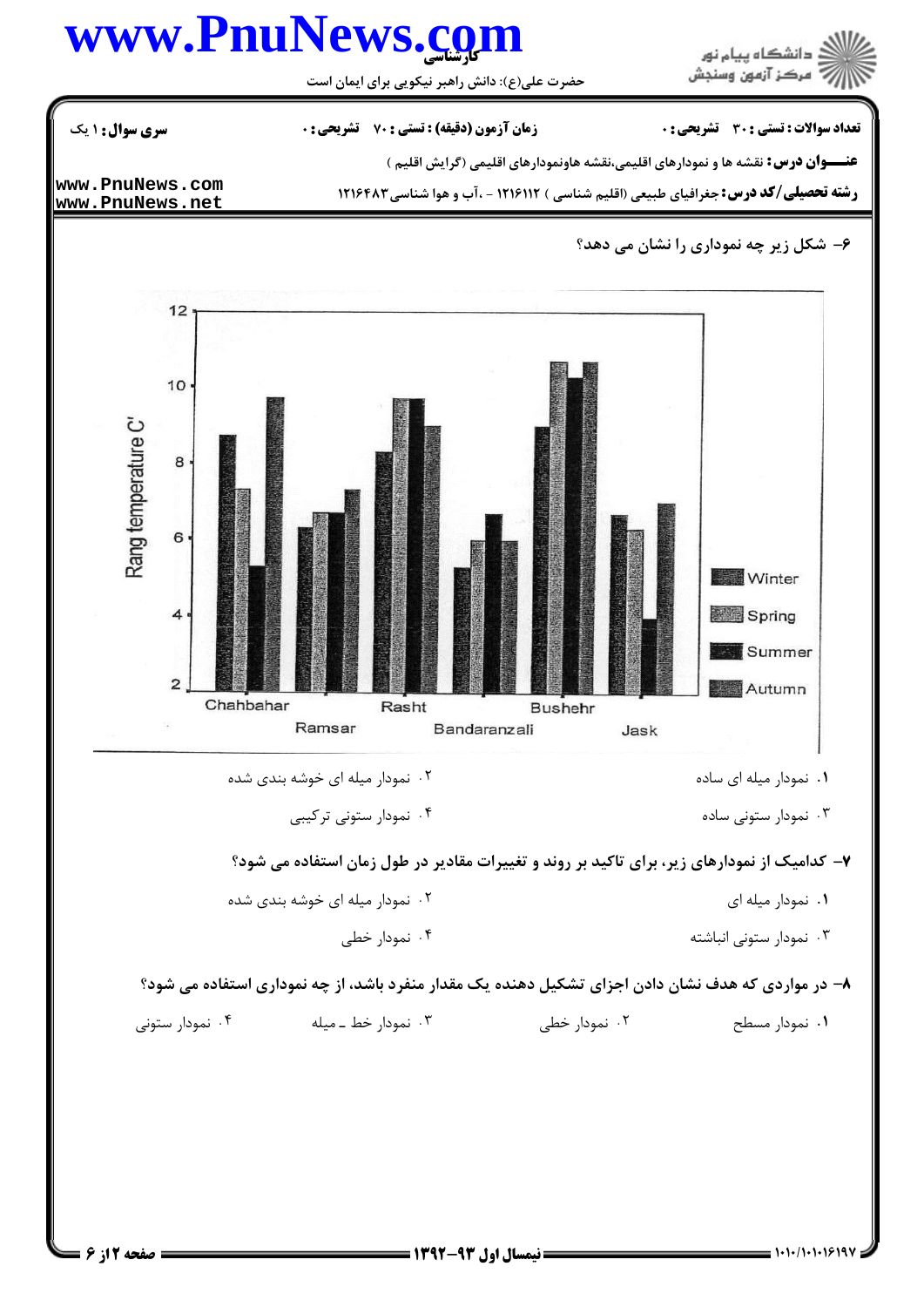۶– شکل زیر چه نموداری را نشان می دهد؟

Rang temperature C'

Chahbahar, Ramsar, Rasht, Bandaranzali, Bushehr, Jask

Winter, Spring, Summer, Autumn

۱. نمودار میله ای ساده

۲. نمودار میله ای خوشه بندی شده

۳. نمودار ستونی ساده

۴. نمودار ستونی ترکیبی

۷– کدامیک از نمودارهای زیر، برای تاکید بر روند و تغییرات مقادیر در طول زمان استفاده می شود؟

۱. نمودار میله ای

۲. نمودار میله ای خوشه بندی شده

۳. نمودار ستونی انباشته

۴. نمودار خطی

۸– در مواردی که هدف نشان دادن اجزای تشکیل دهنده یک مقدار منفرد باشد، از چه نموداری استفاده می شود؟

۱. نمودار مسطح

۲. نمودار خطی

۳. نمودار خط ـ میله

۴. نمودار ستونی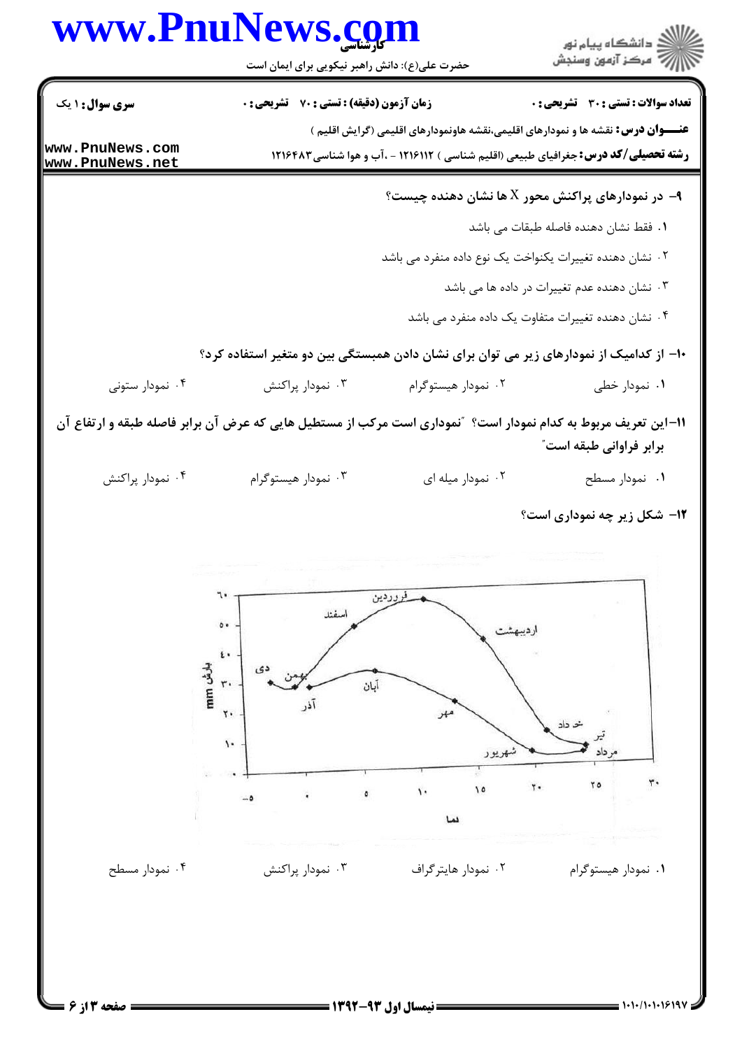**سری سوال:** ۱ یک

**زمان آزمون (دقیقه) : تستی :** ۷۰ **تشریحی :** ۰

**تعداد سوالات : تستی :** ۳۰ **تشریحی :** ۰

**عنـــوان درس:** نقشه ها و نمودارهای اقلیمی،نقشه هاونمودارهای اقلیمی (گرایش اقلیم )

**رشته تحصیلی/کد درس:** جغرافیای طبیعی (اقلیم شناسی ) ۱۲۱۶۱۱۲ - ،آب و هوا شناسی ۱۲۱۶۴۸۳

**۹- در نمودارهای پراکنش محور X ها نشان دهنده چیست؟**

۱. فقط نشان دهنده فاصله طبقات می باشد

۲. نشان دهنده تغییرات یکنواخت یک نوع داده منفرد می باشد

۳. نشان دهنده عدم تغییرات در داده ها می باشد

۴. نشان دهنده تغییرات متفاوت یک داده منفرد می باشد

**۱۰- از کدامیک از نمودارهای زیر می توان برای نشان دادن همبستگی بین دو متغیر استفاده کرد؟**

۱. نمودار خطی
۲. نمودار هیستوگرام
۳. نمودار پراکنش
۴. نمودار ستونی

**۱۱-این تعریف مربوط به کدام نمودار است؟ "نموداری است مرکب از مستطیل هایی که عرض آن برابر فاصله طبقه و ارتفاع آن برابر فراوانی طبقه است"**

۱. نمودار مسطح
۲. نمودار میله ای
۳. نمودار هیستوگرام
۴. نمودار پراکنش

**۱۲- شکل زیر چه نموداری است؟**

۱. نمودار هیستوگرام
۲. نمودار هایترگراف
۳. نمودار پراکنش
۴. نمودار مسطح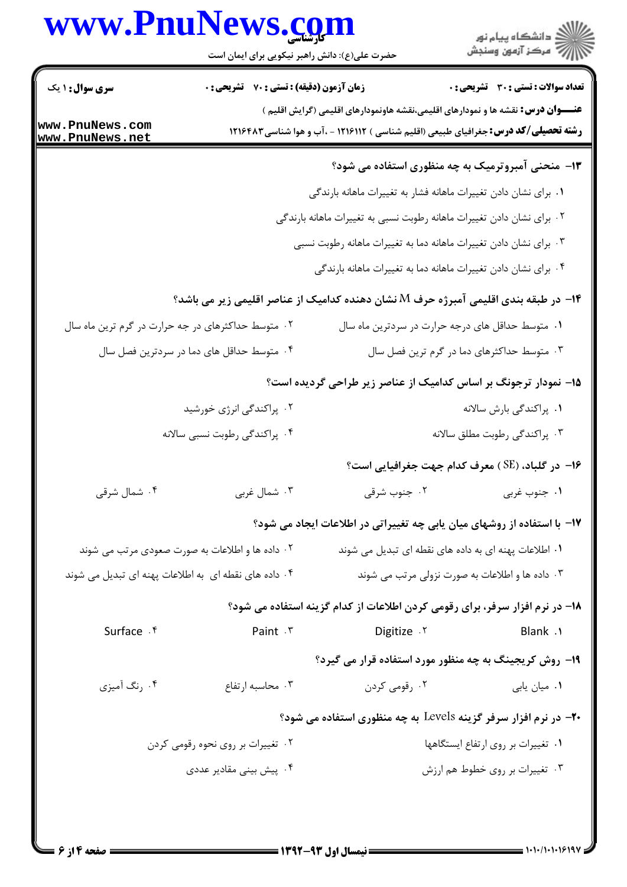**۱۳- منحنی آمبروترمیک به چه منظوری استفاده می شود؟**

۱. برای نشان دادن تغییرات ماهانه فشار به تغییرات ماهانه بارندگی

۲. برای نشان دادن تغییرات ماهانه رطوبت نسبی به تغییرات ماهانه بارندگی

۳. برای نشان دادن تغییرات ماهانه دما به تغییرات ماهانه رطوبت نسبی

۴. برای نشان دادن تغییرات ماهانه دما به تغییرات ماهانه بارندگی

**۱۴- در طبقه بندی اقلیمی آمبرژه حرف M نشان دهنده کدامیک از عناصر اقلیمی زیر می باشد؟**

۱. متوسط حداقل های درجه حرارت در سردترین ماه سال

۲. متوسط حداکثرهای در جه حرارت در گرم ترین ماه سال

۳. متوسط حداکثرهای دما در گرم ترین فصل سال

۴. متوسط حداقل های دما در سردترین فصل سال

**۱۵- نمودار ترجونگ بر اساس کدامیک از عناصر زیر طراحی گردیده است؟**

۱. پراکندگی بارش سالانه

۲. پراکندگی انرژی خورشید

۳. پراکندگی رطوبت مطلق سالانه

۴. پراکندگی رطوبت نسبی سالانه

**۱۶- در گلباد، (SE) معرف کدام جهت جغرافیایی است؟**

۱. جنوب غربی

۲. جنوب شرقی

۳. شمال غربی

۴. شمال شرقی

**۱۷- با استفاده از روشهای میان یابی چه تغییراتی در اطلاعات ایجاد می شود؟**

۱. اطلاعات پهنه ای به داده های نقطه ای تبدیل می شوند

۲. داده ها و اطلاعات به صورت صعودی مرتب می شوند

۳. داده ها و اطلاعات به صورت نزولی مرتب می شوند

۴. داده های نقطه ای به اطلاعات پهنه ای تبدیل می شوند

**۱۸- در نرم افزار سرفر، برای رقومی کردن اطلاعات از کدام گزینه استفاده می شود؟**

۱. Blank

۲. Digitize

۳. Paint

۴. Surface

**۱۹- روش کریجینگ به چه منظور مورد استفاده قرار می گیرد؟**

۱. میان یابی

۲. رقومی کردن

۳. محاسبه ارتفاع

۴. رنگ آمیزی

**۲۰- در نرم افزار سرفر گزینه Levels به چه منظوری استفاده می شود؟**

۱. تغییرات بر روی ارتفاع ایستگاهها

۲. تغییرات بر روی نحوه رقومی کردن

۳. تغییرات بر روی خطوط هم ارزش

۴. پیش بینی مقادیر عددی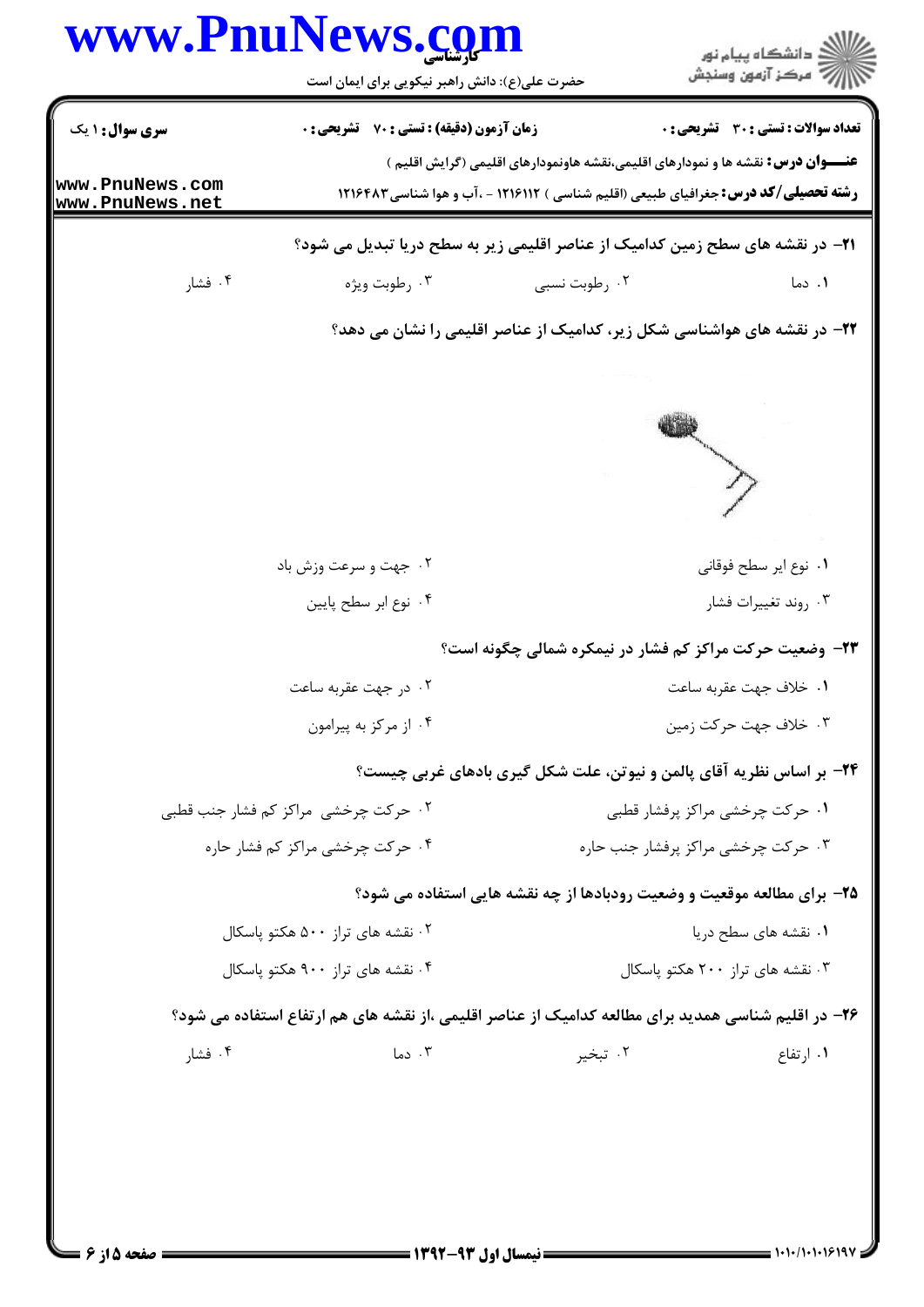۲۱- در نقشه های سطح زمین کدامیک از عناصر اقلیمی زیر به سطح دریا تبدیل می شود؟

۱. دما
۲. رطوبت نسبی
۳. رطوبت ویژه
۴. فشار

۲۲- در نقشه های هواشناسی شکل زیر، کدامیک از عناصر اقلیمی را نشان می دهد؟

۱. نوع ابر سطح فوقانی
۲. جهت و سرعت وزش باد
۳. روند تغییرات فشار
۴. نوع ابر سطح پایین

۲۳- وضعیت حرکت مراکز کم فشار در نیمکره شمالی چگونه است؟

۱. خلاف جهت عقربه ساعت
۲. در جهت عقربه ساعت
۳. خلاف جهت حرکت زمین
۴. از مرکز به پیرامون

۲۴- بر اساس نظریه آقای پالمن و نیوتن، علت شکل گیری بادهای غربی چیست؟

۱. حرکت چرخشی مراکز پرفشار قطبی
۲. حرکت چرخشی مراکز کم فشار جنب قطبی
۳. حرکت چرخشی مراکز پرفشار جنب حاره
۴. حرکت چرخشی مراکز کم فشار حاره

۲۵- برای مطالعه موقعیت و وضعیت رودبادها از چه نقشه هایی استفاده می شود؟

۱. نقشه های سطح دریا
۲. نقشه های تراز ۵۰۰ هکتو پاسکال
۳. نقشه های تراز ۲۰۰ هکتو پاسکال
۴. نقشه های تراز ۹۰۰ هکتو پاسکال

۲۶- در اقلیم شناسی همدید برای مطالعه کدامیک از عناصر اقلیمی ،از نقشه های هم ارتفاع استفاده می شود؟

۱. ارتفاع
۲. تبخیر
۳. دما
۴. فشار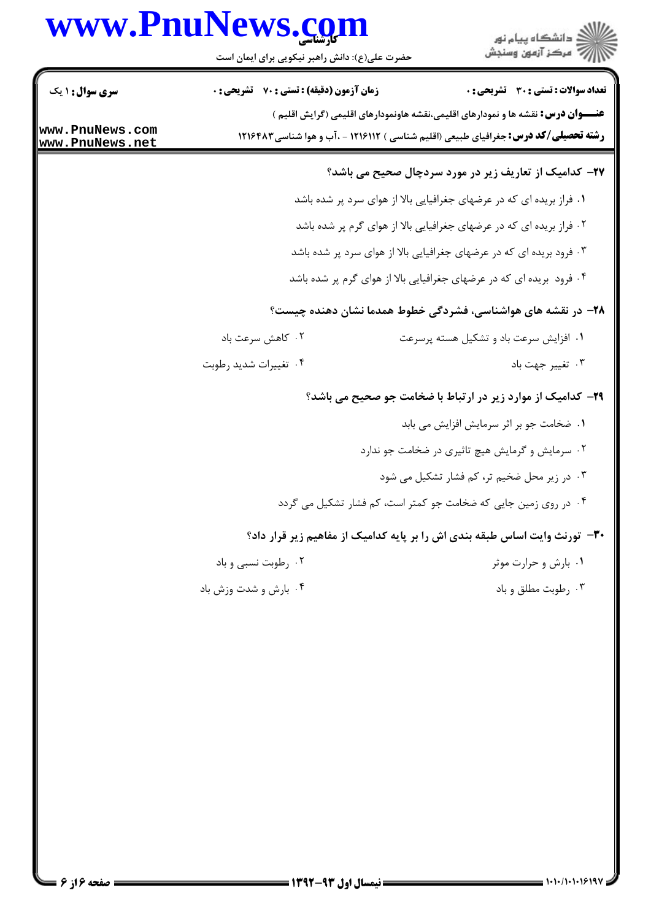**۲۷- کدامیک از تعاریف زیر در مورد سردچال صحیح می باشد؟**

۱. فراز بریده ای که در عرضهای جغرافیایی بالا از هوای سرد پر شده باشد

۲. فراز بریده ای که در عرضهای جغرافیایی بالا از هوای گرم پر شده باشد

۳. فرود بریده ای که در عرضهای جغرافیایی بالا از هوای سرد پر شده باشد

۴. فرود بریده ای که در عرضهای جغرافیایی بالا از هوای گرم پر شده باشد

**۲۸- در نقشه های هواشناسی، فشردگی خطوط همدما نشان دهنده چیست؟**

۱. افزایش سرعت باد و تشکیل هسته پرسرعت

۲. کاهش سرعت باد

۳. تغییر جهت باد

۴. تغییرات شدید رطوبت

**۲۹- کدامیک از موارد زیر در ارتباط با ضخامت جو صحیح می باشد؟**

۱. ضخامت جو بر اثر سرمایش افزایش می یابد

۲. سرمایش و گرمایش هیچ تاثیری در ضخامت جو ندارد

۳. در زیر محل ضخیم تر، کم فشار تشکیل می شود

۴. در روی زمین جایی که ضخامت جو کمتر است، کم فشار تشکیل می گردد

**۳۰- تورنث وایت اساس طبقه بندی اش را بر پایه کدامیک از مفاهیم زیر قرار داد؟**

۱. بارش و حرارت موثر

۲. رطوبت نسبی و باد

۳. رطوبت مطلق و باد

۴. بارش و شدت وزش باد